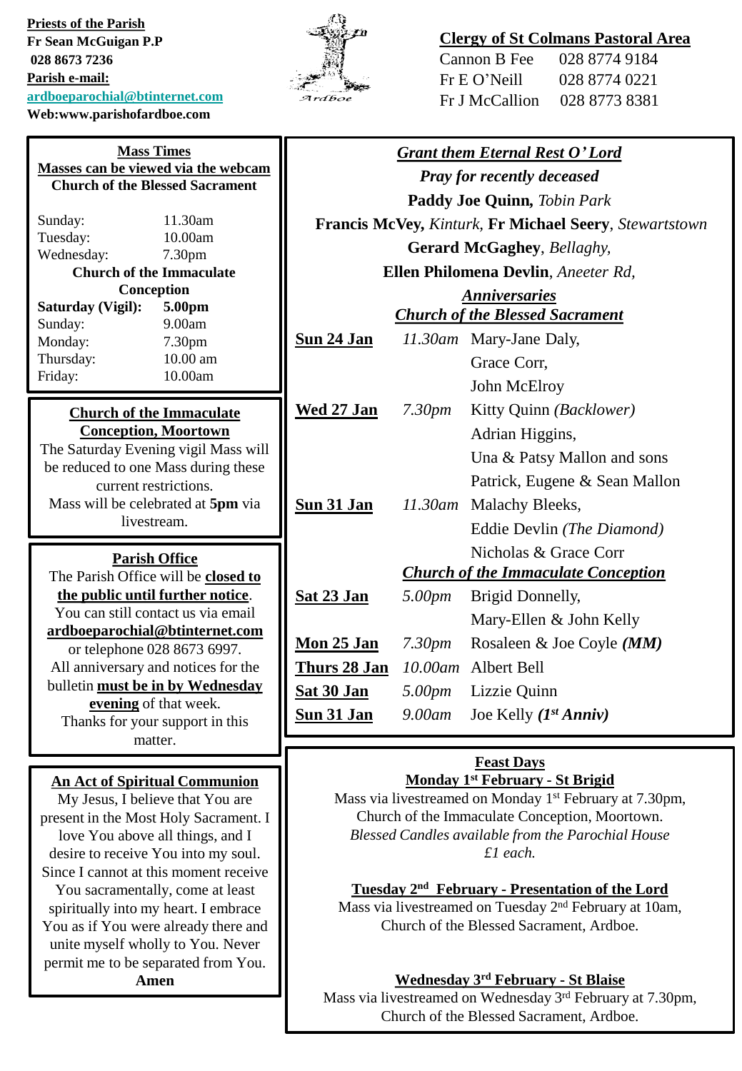**Priests of the Parish**
**Fr Sean McGuigan P.P**
**028 8673 7236**
**Parish e-mail:**
**ardboeparochial@btinternet.com**
**Web:www.parishofardboe.com**

Ardboe

**Clergy of St Colmans Pastoral Area**

| | |
|---|---|
| Cannon B Fee | 028 8774 9184 |
| Fr E O'Neill | 028 8774 0221 |
| Fr J McCallion | 028 8773 8381 |

## Mass Times

**Masses can be viewed via the webcam**

**Church of the Blessed Sacrament**

| | |
|---|---|
| Sunday: | 11.30am |
| Tuesday: | 10.00am |
| Wednesday: | 7.30pm |

**Church of the Immaculate Conception**

| | |
|---|---|
| **Saturday (Vigil):** | **5.00pm** |
| Sunday: | 9.00am |
| Monday: | 7.30pm |
| Thursday: | 10.00 am |
| Friday: | 10.00am |

## Church of the Immaculate Conception, Moortown

The Saturday Evening vigil Mass will be reduced to one Mass during these current restrictions.
Mass will be celebrated at **5pm** via livestream.

## Parish Office

The Parish Office will be **closed to the public until further notice**.
You can still contact us via email **ardboeparochial@btinternet.com** or telephone 028 8673 6997.
All anniversary and notices for the bulletin **must be in by Wednesday evening** of that week.
Thanks for your support in this matter.

## An Act of Spiritual Communion

My Jesus, I believe that You are present in the Most Holy Sacrament. I love You above all things, and I desire to receive You into my soul. Since I cannot at this moment receive You sacramentally, come at least spiritually into my heart. I embrace You as if You were already there and unite myself wholly to You. Never permit me to be separated from You.
**Amen**

## *Grant them Eternal Rest O' Lord*

***Pray for recently deceased***

**Paddy Joe Quinn,** *Tobin Park*
**Francis McVey,** *Kinturk,* **Fr Michael Seery**, *Stewartstown*
**Gerard McGaghey**, *Bellaghy,*
**Ellen Philomena Devlin**, *Aneeter Rd,*

## *Anniversaries*

### *Church of the Blessed Sacrament*

| | | |
|---|---|---|
| **Sun 24 Jan** | *11.30am* | Mary-Jane Daly, |
| | | Grace Corr, |
| | | John McElroy |
| **Wed 27 Jan** | *7.30pm* | Kitty Quinn *(Backlower)* |
| | | Adrian Higgins, |
| | | Una & Patsy Mallon and sons |
| | | Patrick, Eugene & Sean Mallon |
| **Sun 31 Jan** | *11.30am* | Malachy Bleeks, |
| | | Eddie Devlin *(The Diamond)* |
| | | Nicholas & Grace Corr |

### *Church of the Immaculate Conception*

| | | |
|---|---|---|
| **Sat 23 Jan** | *5.00pm* | Brigid Donnelly, |
| | | Mary-Ellen & John Kelly |
| **Mon 25 Jan** | *7.30pm* | Rosaleen & Joe Coyle ***(MM)*** |
| **Thurs 28 Jan** | *10.00am* | Albert Bell |
| **Sat 30 Jan** | *5.00pm* | Lizzie Quinn |
| **Sun 31 Jan** | *9.00am* | Joe Kelly ***(1st Anniv)*** |

## Feast Days

**Monday 1st February - St Brigid**

Mass via livestreamed on Monday 1st February at 7.30pm, Church of the Immaculate Conception, Moortown.
*Blessed Candles available from the Parochial House £1 each.*

**Tuesday 2nd February - Presentation of the Lord**

Mass via livestreamed on Tuesday 2nd February at 10am, Church of the Blessed Sacrament, Ardboe.

**Wednesday 3rd February - St Blaise**

Mass via livestreamed on Wednesday 3rd February at 7.30pm, Church of the Blessed Sacrament, Ardboe.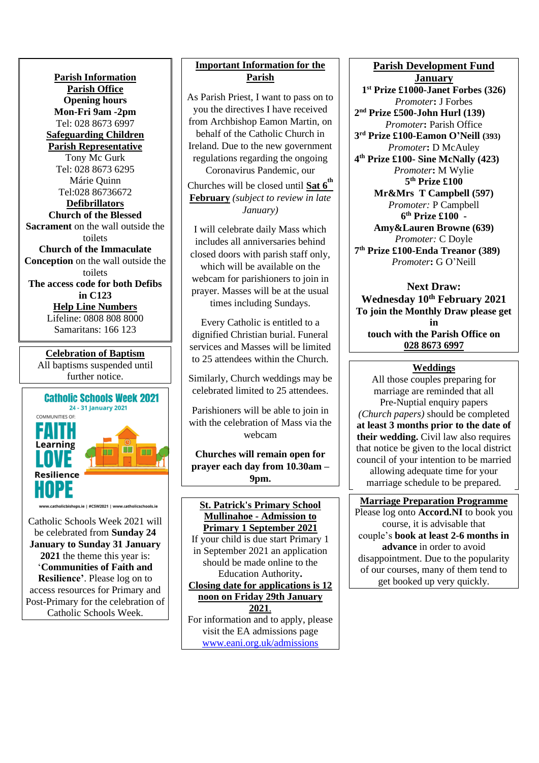## Parish Information

**Parish Office**

**Opening hours**

**Mon-Fri 9am -2pm**

Tel: 028 8673 6997

**Safeguarding Children Parish Representative**

Tony Mc Gurk

Tel: 028 8673 6295

Márie Quinn

Tel:028 86736672

**Defibrillators**

**Church of the Blessed Sacrament** on the wall outside the toilets

**Church of the Immaculate Conception** on the wall outside the toilets

**The access code for both Defibs in C123**

**Help Line Numbers**

Lifeline: 0808 808 8000

Samaritans: 166 123

## Celebration of Baptism

All baptisms suspended until further notice.

Catholic Schools Week 2021

24 - 31 January 2021

COMMUNITIES OF: FAITH Learning LOVE Resilience HOPE

www.catholicbishops.ie | #CSW2021 | www.catholicschools.ie

Catholic Schools Week 2021 will be celebrated from **Sunday 24 January to Sunday 31 January 2021** the theme this year is: '**Communities of Faith and Resilience**'. Please log on to access resources for Primary and Post-Primary for the celebration of Catholic Schools Week.

## Important Information for the Parish

As Parish Priest, I want to pass on to you the directives I have received from Archbishop Eamon Martin, on behalf of the Catholic Church in Ireland. Due to the new government regulations regarding the ongoing Coronavirus Pandemic, our

Churches will be closed until **Sat 6th February** *(subject to review in late January)*

I will celebrate daily Mass which includes all anniversaries behind closed doors with parish staff only, which will be available on the webcam for parishioners to join in prayer. Masses will be at the usual times including Sundays.

Every Catholic is entitled to a dignified Christian burial. Funeral services and Masses will be limited to 25 attendees within the Church.

Similarly, Church weddings may be celebrated limited to 25 attendees.

Parishioners will be able to join in with the celebration of Mass via the webcam

**Churches will remain open for prayer each day from 10.30am – 9pm.**

## St. Patrick's Primary School Mullinahoe - Admission to Primary 1 September 2021

If your child is due start Primary 1 in September 2021 an application should be made online to the Education Authority.

**Closing date for applications is 12 noon on Friday 29th January 2021.**

For information and to apply, please visit the EA admissions page www.eani.org.uk/admissions

## Parish Development Fund January

**1st Prize £1000-Janet Forbes (326)**
*Promoter*: J Forbes

**2nd Prize £500-John Hurl (139)**
*Promoter*: Parish Office

**3rd Prize £100-Eamon O'Neill (393)**
*Promoter*: D McAuley

**4th Prize £100- Sine McNally (423)**
*Promoter*: M Wylie

**5th Prize £100**
**Mr&Mrs T Campbell (597)**
*Promoter:* P Campbell

**6th Prize £100 - Amy&Lauren Browne (639)**
*Promoter:* C Doyle

**7th Prize £100-Enda Treanor (389)**
*Promoter*: G O'Neill

**Next Draw: Wednesday 10th February 2021**

**To join the Monthly Draw please get in touch with the Parish Office on 028 8673 6997**

## Weddings

All those couples preparing for marriage are reminded that all Pre-Nuptial enquiry papers *(Church papers)* should be completed **at least 3 months prior to the date of their wedding.** Civil law also requires that notice be given to the local district council of your intention to be married allowing adequate time for your marriage schedule to be prepared.

## Marriage Preparation Programme

Please log onto **Accord.NI** to book you course, it is advisable that couple's **book at least 2-6 months in advance** in order to avoid disappointment. Due to the popularity of our courses, many of them tend to get booked up very quickly.